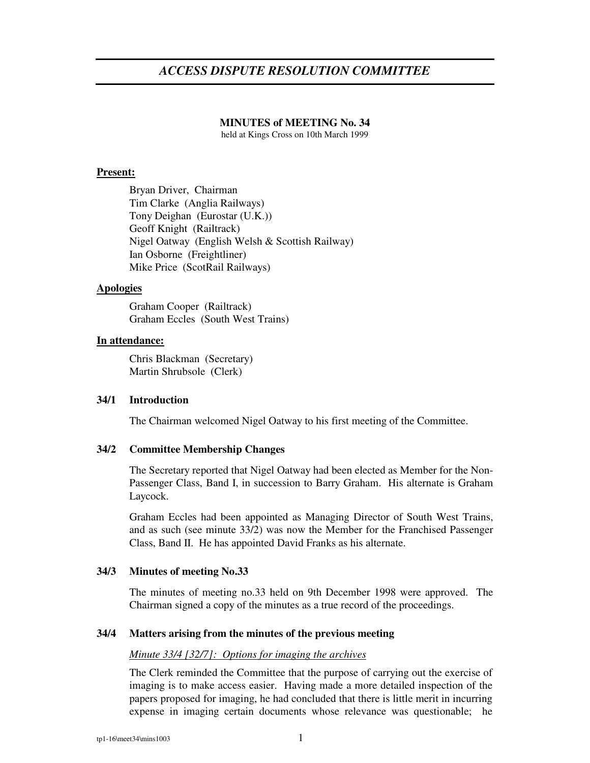# *ACCESS DISPUTE RESOLUTION COMMITTEE*

**MINUTES of MEETING No. 34**
held at Kings Cross on 10th March 1999

**Present:**

Bryan Driver, Chairman
Tim Clarke (Anglia Railways)
Tony Deighan (Eurostar (U.K.))
Geoff Knight (Railtrack)
Nigel Oatway (English Welsh & Scottish Railway)
Ian Osborne (Freightliner)
Mike Price (ScotRail Railways)

**Apologies**

Graham Cooper (Railtrack)
Graham Eccles (South West Trains)

**In attendance:**

Chris Blackman (Secretary)
Martin Shrubsole (Clerk)

### 34/1 Introduction

The Chairman welcomed Nigel Oatway to his first meeting of the Committee.

### 34/2 Committee Membership Changes

The Secretary reported that Nigel Oatway had been elected as Member for the Non-Passenger Class, Band I, in succession to Barry Graham. His alternate is Graham Laycock.

Graham Eccles had been appointed as Managing Director of South West Trains, and as such (see minute 33/2) was now the Member for the Franchised Passenger Class, Band II. He has appointed David Franks as his alternate.

### 34/3 Minutes of meeting No.33

The minutes of meeting no.33 held on 9th December 1998 were approved. The Chairman signed a copy of the minutes as a true record of the proceedings.

### 34/4 Matters arising from the minutes of the previous meeting

*Minute 33/4 [32/7]: Options for imaging the archives*

The Clerk reminded the Committee that the purpose of carrying out the exercise of imaging is to make access easier. Having made a more detailed inspection of the papers proposed for imaging, he had concluded that there is little merit in incurring expense in imaging certain documents whose relevance was questionable; he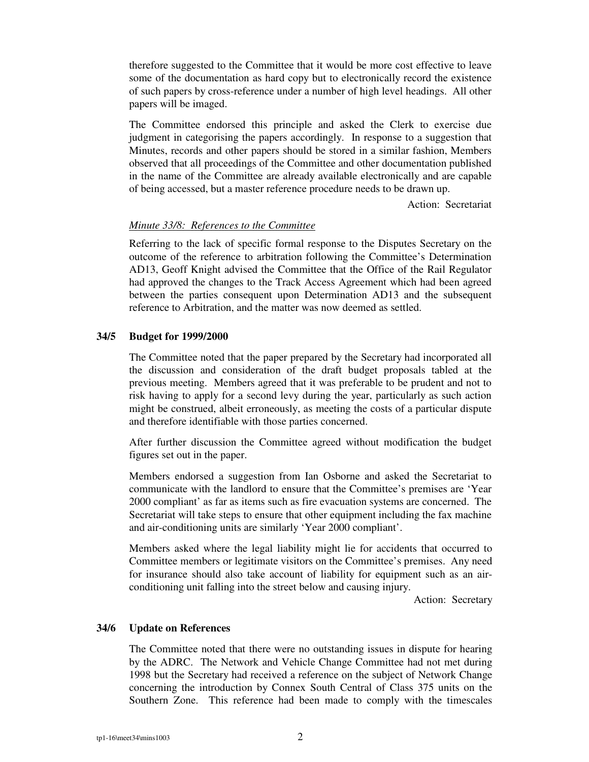therefore suggested to the Committee that it would be more cost effective to leave some of the documentation as hard copy but to electronically record the existence of such papers by cross-reference under a number of high level headings. All other papers will be imaged.

The Committee endorsed this principle and asked the Clerk to exercise due judgment in categorising the papers accordingly. In response to a suggestion that Minutes, records and other papers should be stored in a similar fashion, Members observed that all proceedings of the Committee and other documentation published in the name of the Committee are already available electronically and are capable of being accessed, but a master reference procedure needs to be drawn up.

Action: Secretariat

*Minute 33/8: References to the Committee*

Referring to the lack of specific formal response to the Disputes Secretary on the outcome of the reference to arbitration following the Committee's Determination AD13, Geoff Knight advised the Committee that the Office of the Rail Regulator had approved the changes to the Track Access Agreement which had been agreed between the parties consequent upon Determination AD13 and the subsequent reference to Arbitration, and the matter was now deemed as settled.

### 34/5 Budget for 1999/2000

The Committee noted that the paper prepared by the Secretary had incorporated all the discussion and consideration of the draft budget proposals tabled at the previous meeting. Members agreed that it was preferable to be prudent and not to risk having to apply for a second levy during the year, particularly as such action might be construed, albeit erroneously, as meeting the costs of a particular dispute and therefore identifiable with those parties concerned.

After further discussion the Committee agreed without modification the budget figures set out in the paper.

Members endorsed a suggestion from Ian Osborne and asked the Secretariat to communicate with the landlord to ensure that the Committee's premises are 'Year 2000 compliant' as far as items such as fire evacuation systems are concerned. The Secretariat will take steps to ensure that other equipment including the fax machine and air-conditioning units are similarly 'Year 2000 compliant'.

Members asked where the legal liability might lie for accidents that occurred to Committee members or legitimate visitors on the Committee's premises. Any need for insurance should also take account of liability for equipment such as an air-conditioning unit falling into the street below and causing injury.

Action: Secretary

### 34/6 Update on References

The Committee noted that there were no outstanding issues in dispute for hearing by the ADRC. The Network and Vehicle Change Committee had not met during 1998 but the Secretary had received a reference on the subject of Network Change concerning the introduction by Connex South Central of Class 375 units on the Southern Zone. This reference had been made to comply with the timescales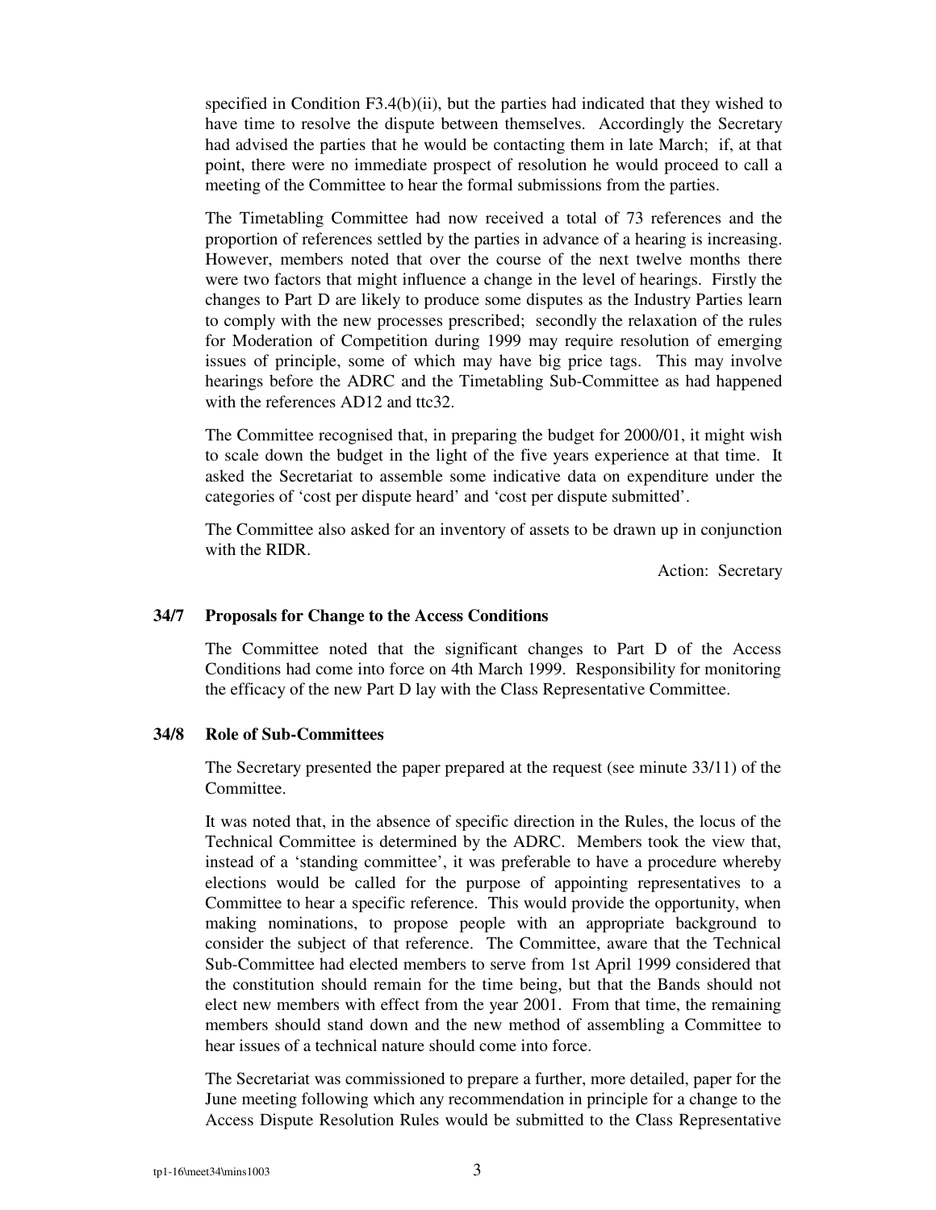specified in Condition F3.4(b)(ii), but the parties had indicated that they wished to have time to resolve the dispute between themselves. Accordingly the Secretary had advised the parties that he would be contacting them in late March; if, at that point, there were no immediate prospect of resolution he would proceed to call a meeting of the Committee to hear the formal submissions from the parties.

The Timetabling Committee had now received a total of 73 references and the proportion of references settled by the parties in advance of a hearing is increasing. However, members noted that over the course of the next twelve months there were two factors that might influence a change in the level of hearings. Firstly the changes to Part D are likely to produce some disputes as the Industry Parties learn to comply with the new processes prescribed; secondly the relaxation of the rules for Moderation of Competition during 1999 may require resolution of emerging issues of principle, some of which may have big price tags. This may involve hearings before the ADRC and the Timetabling Sub-Committee as had happened with the references AD12 and ttc32.

The Committee recognised that, in preparing the budget for 2000/01, it might wish to scale down the budget in the light of the five years experience at that time. It asked the Secretariat to assemble some indicative data on expenditure under the categories of 'cost per dispute heard' and 'cost per dispute submitted'.

The Committee also asked for an inventory of assets to be drawn up in conjunction with the RIDR.

Action: Secretary

### 34/7 Proposals for Change to the Access Conditions

The Committee noted that the significant changes to Part D of the Access Conditions had come into force on 4th March 1999. Responsibility for monitoring the efficacy of the new Part D lay with the Class Representative Committee.

### 34/8 Role of Sub-Committees

The Secretary presented the paper prepared at the request (see minute 33/11) of the Committee.

It was noted that, in the absence of specific direction in the Rules, the locus of the Technical Committee is determined by the ADRC. Members took the view that, instead of a 'standing committee', it was preferable to have a procedure whereby elections would be called for the purpose of appointing representatives to a Committee to hear a specific reference. This would provide the opportunity, when making nominations, to propose people with an appropriate background to consider the subject of that reference. The Committee, aware that the Technical Sub-Committee had elected members to serve from 1st April 1999 considered that the constitution should remain for the time being, but that the Bands should not elect new members with effect from the year 2001. From that time, the remaining members should stand down and the new method of assembling a Committee to hear issues of a technical nature should come into force.

The Secretariat was commissioned to prepare a further, more detailed, paper for the June meeting following which any recommendation in principle for a change to the Access Dispute Resolution Rules would be submitted to the Class Representative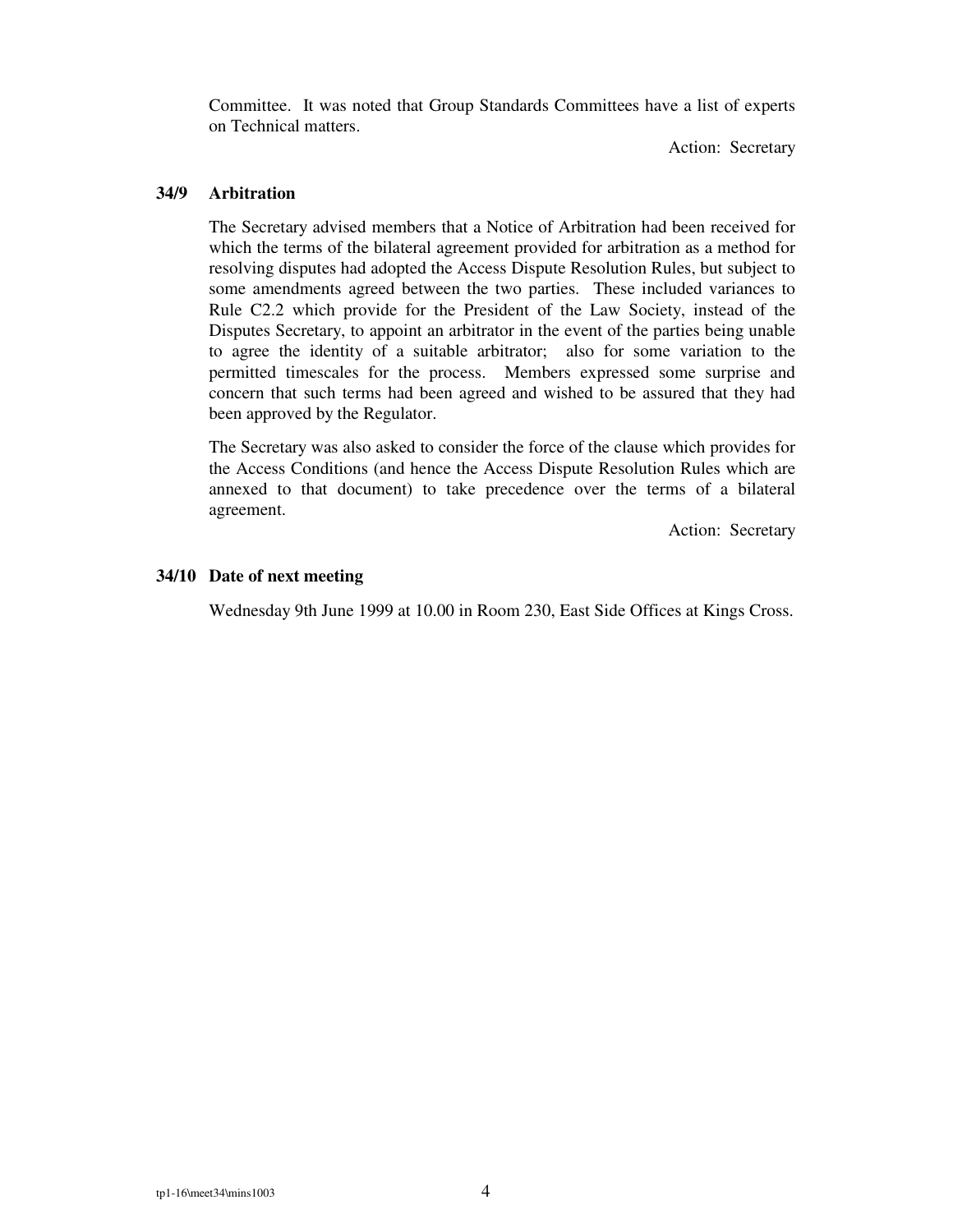Committee. It was noted that Group Standards Committees have a list of experts on Technical matters.

Action: Secretary

**34/9 Arbitration**

The Secretary advised members that a Notice of Arbitration had been received for which the terms of the bilateral agreement provided for arbitration as a method for resolving disputes had adopted the Access Dispute Resolution Rules, but subject to some amendments agreed between the two parties. These included variances to Rule C2.2 which provide for the President of the Law Society, instead of the Disputes Secretary, to appoint an arbitrator in the event of the parties being unable to agree the identity of a suitable arbitrator; also for some variation to the permitted timescales for the process. Members expressed some surprise and concern that such terms had been agreed and wished to be assured that they had been approved by the Regulator.

The Secretary was also asked to consider the force of the clause which provides for the Access Conditions (and hence the Access Dispute Resolution Rules which are annexed to that document) to take precedence over the terms of a bilateral agreement.

Action: Secretary

**34/10 Date of next meeting**

Wednesday 9th June 1999 at 10.00 in Room 230, East Side Offices at Kings Cross.

tp1-16\meet34\mins1003